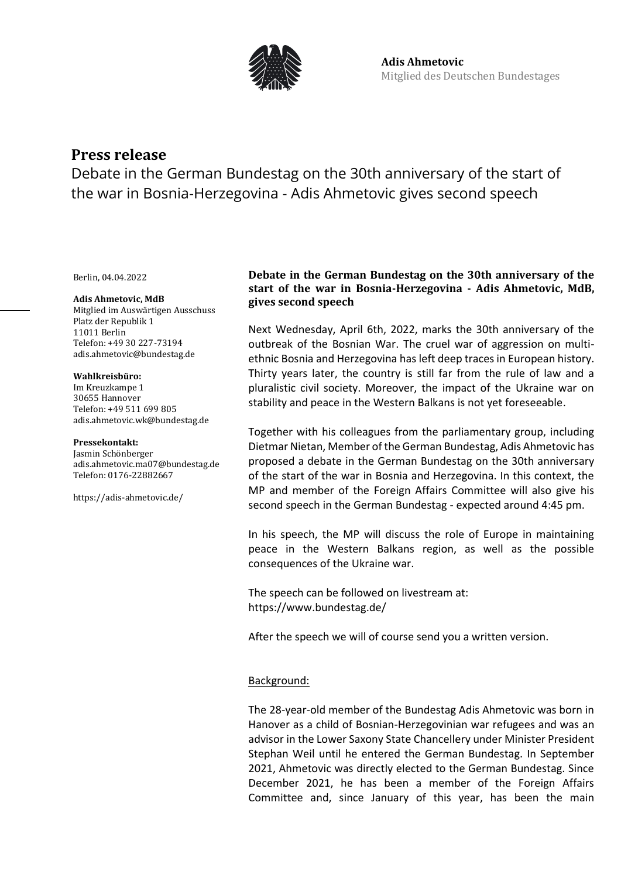**Adis Ahmetovic**
Mitglied des Deutschen Bundestages

## Press release

Debate in the German Bundestag on the 30th anniversary of the start of the war in Bosnia-Herzegovina - Adis Ahmetovic gives second speech

Berlin, 04.04.2022

**Adis Ahmetovic, MdB**
Mitglied im Auswärtigen Ausschuss
Platz der Republik 1
11011 Berlin
Telefon: +49 30 227-73194
adis.ahmetovic@bundestag.de

**Wahlkreisbüro:**
Im Kreuzkampe 1
30655 Hannover
Telefon: +49 511 699 805
adis.ahmetovic.wk@bundestag.de

**Pressekontakt:**
Jasmin Schönberger
adis.ahmetovic.ma07@bundestag.de
Telefon: 0176-22882667

https://adis-ahmetovic.de/

**Debate in the German Bundestag on the 30th anniversary of the start of the war in Bosnia-Herzegovina - Adis Ahmetovic, MdB, gives second speech**

Next Wednesday, April 6th, 2022, marks the 30th anniversary of the outbreak of the Bosnian War. The cruel war of aggression on multi-ethnic Bosnia and Herzegovina has left deep traces in European history. Thirty years later, the country is still far from the rule of law and a pluralistic civil society. Moreover, the impact of the Ukraine war on stability and peace in the Western Balkans is not yet foreseeable.

Together with his colleagues from the parliamentary group, including Dietmar Nietan, Member of the German Bundestag, Adis Ahmetovic has proposed a debate in the German Bundestag on the 30th anniversary of the start of the war in Bosnia and Herzegovina. In this context, the MP and member of the Foreign Affairs Committee will also give his second speech in the German Bundestag - expected around 4:45 pm.

In his speech, the MP will discuss the role of Europe in maintaining peace in the Western Balkans region, as well as the possible consequences of the Ukraine war.

The speech can be followed on livestream at:
https://www.bundestag.de/

After the speech we will of course send you a written version.

Background:

The 28-year-old member of the Bundestag Adis Ahmetovic was born in Hanover as a child of Bosnian-Herzegovinian war refugees and was an advisor in the Lower Saxony State Chancellery under Minister President Stephan Weil until he entered the German Bundestag. In September 2021, Ahmetovic was directly elected to the German Bundestag. Since December 2021, he has been a member of the Foreign Affairs Committee and, since January of this year, has been the main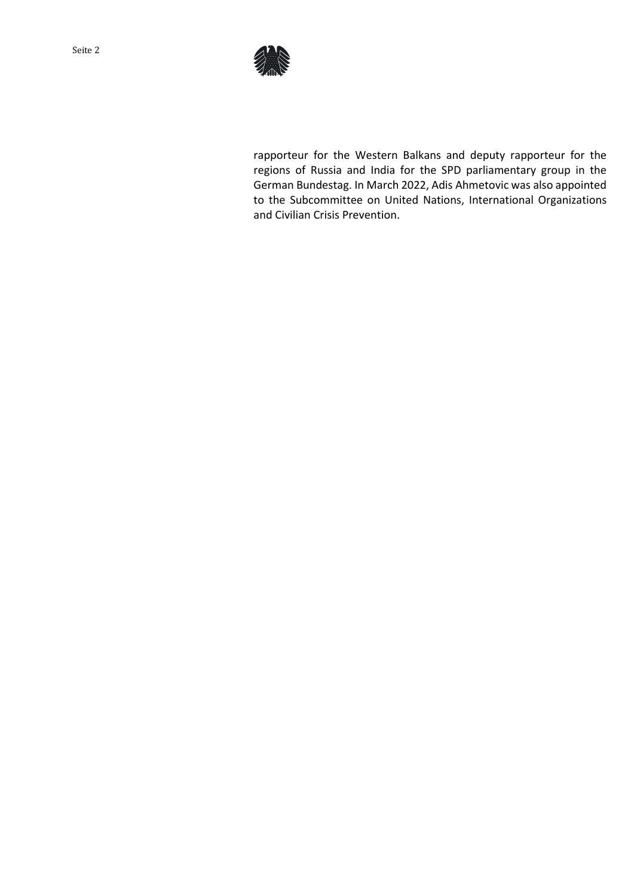rapporteur for the Western Balkans and deputy rapporteur for the regions of Russia and India for the SPD parliamentary group in the German Bundestag. In March 2022, Adis Ahmetovic was also appointed to the Subcommittee on United Nations, International Organizations and Civilian Crisis Prevention.